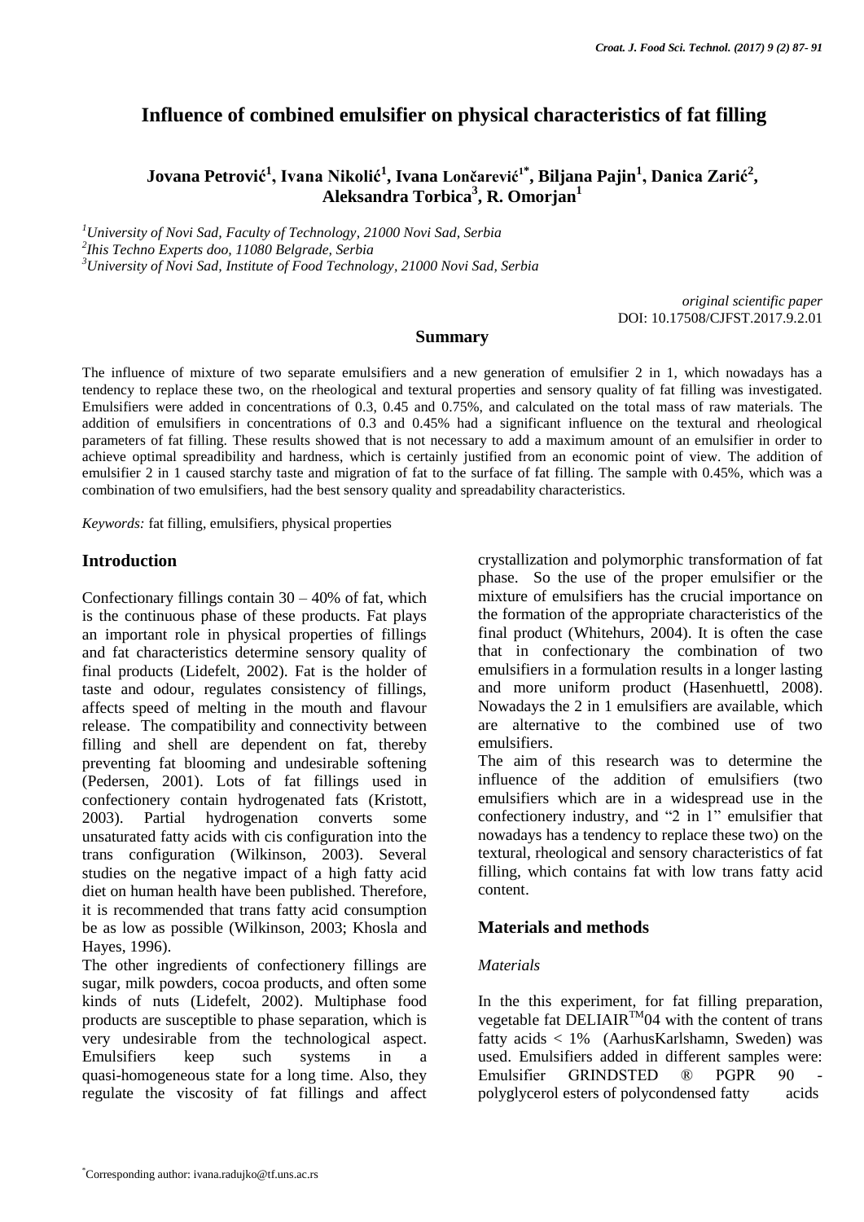# Influence of combined emulsifier on physical characteristics of fat filling

**Jovana Petrović[1], Ivana Nikolić[1], Ivana Lončarević[1*], Biljana Pajin[1], Danica Zarić[2], Aleksandra Torbica[3], R. Omorjan[1]**

*[1]University of Novi Sad, Faculty of Technology, 21000 Novi Sad, Serbia*
*[2]Ihis Techno Experts doo, 11080 Belgrade, Serbia*
*[3]University of Novi Sad, Institute of Food Technology, 21000 Novi Sad, Serbia*

*original scientific paper*
DOI: 10.17508/CJFST.2017.9.2.01

## Summary

The influence of mixture of two separate emulsifiers and a new generation of emulsifier 2 in 1, which nowadays has a tendency to replace these two, on the rheological and textural properties and sensory quality of fat filling was investigated. Emulsifiers were added in concentrations of 0.3, 0.45 and 0.75%, and calculated on the total mass of raw materials. The addition of emulsifiers in concentrations of 0.3 and 0.45% had a significant influence on the textural and rheological parameters of fat filling. These results showed that is not necessary to add a maximum amount of an emulsifier in order to achieve optimal spreadibility and hardness, which is certainly justified from an economic point of view. The addition of emulsifier 2 in 1 caused starchy taste and migration of fat to the surface of fat filling. The sample with 0.45%, which was a combination of two emulsifiers, had the best sensory quality and spreadability characteristics.

*Keywords:* fat filling, emulsifiers, physical properties

## Introduction

Confectionary fillings contain 30 – 40% of fat, which is the continuous phase of these products. Fat plays an important role in physical properties of fillings and fat characteristics determine sensory quality of final products (Lidefelt, 2002). Fat is the holder of taste and odour, regulates consistency of fillings, affects speed of melting in the mouth and flavour release. The compatibility and connectivity between filling and shell are dependent on fat, thereby preventing fat blooming and undesirable softening (Pedersen, 2001). Lots of fat fillings used in confectionery contain hydrogenated fats (Kristott, 2003). Partial hydrogenation converts some unsaturated fatty acids with cis configuration into the trans configuration (Wilkinson, 2003). Several studies on the negative impact of a high fatty acid diet on human health have been published. Therefore, it is recommended that trans fatty acid consumption be as low as possible (Wilkinson, 2003; Khosla and Hayes, 1996).

The other ingredients of confectionery fillings are sugar, milk powders, cocoa products, and often some kinds of nuts (Lidefelt, 2002). Multiphase food products are susceptible to phase separation, which is very undesirable from the technological aspect. Emulsifiers keep such systems in a quasi-homogeneous state for a long time. Also, they regulate the viscosity of fat fillings and affect crystallization and polymorphic transformation of fat phase. So the use of the proper emulsifier or the mixture of emulsifiers has the crucial importance on the formation of the appropriate characteristics of the final product (Whitehurs, 2004). It is often the case that in confectionary the combination of two emulsifiers in a formulation results in a longer lasting and more uniform product (Hasenhuettl, 2008). Nowadays the 2 in 1 emulsifiers are available, which are alternative to the combined use of two emulsifiers.

The aim of this research was to determine the influence of the addition of emulsifiers (two emulsifiers which are in a widespread use in the confectionery industry, and "2 in 1" emulsifier that nowadays has a tendency to replace these two) on the textural, rheological and sensory characteristics of fat filling, which contains fat with low trans fatty acid content.

## Materials and methods

### Materials

In the this experiment, for fat filling preparation, vegetable fat DELIAIR™04 with the content of trans fatty acids < 1% (AarhusKarlshamn, Sweden) was used. Emulsifiers added in different samples were: Emulsifier GRINDSTED ® PGPR 90 - polyglycerol esters of polycondensed fatty acids

*Corresponding author: ivana.radujko@tf.uns.ac.rs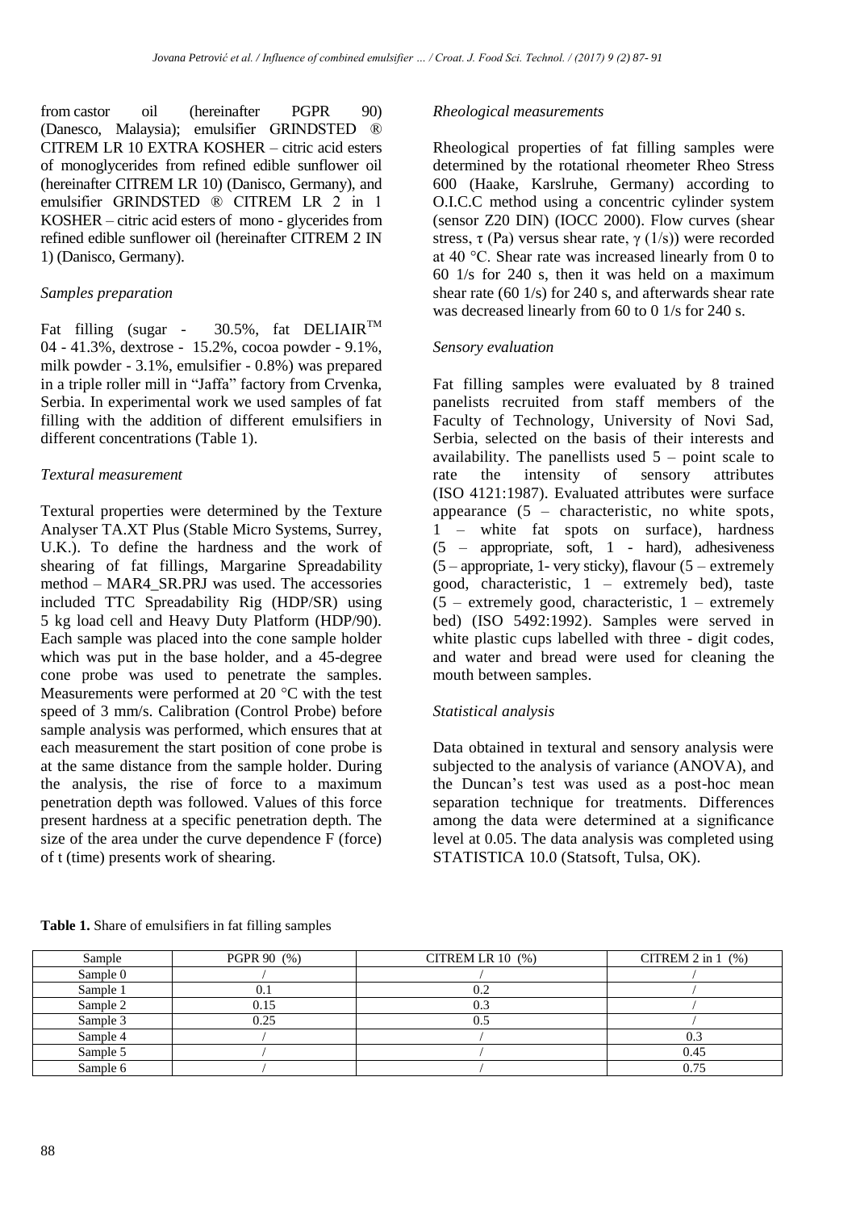from castor oil (hereinafter PGPR 90) (Danesco, Malaysia); emulsifier GRINDSTED ® CITREM LR 10 EXTRA KOSHER – citric acid esters of monoglycerides from refined edible sunflower oil (hereinafter CITREM LR 10) (Danisco, Germany), and emulsifier GRINDSTED ® CITREM LR 2 in 1 KOSHER – citric acid esters of mono - glycerides from refined edible sunflower oil (hereinafter CITREM 2 IN 1) (Danisco, Germany).

*Samples preparation*

Fat filling (sugar - 30.5%, fat DELIAIR™ 04 - 41.3%, dextrose - 15.2%, cocoa powder - 9.1%, milk powder - 3.1%, emulsifier - 0.8%) was prepared in a triple roller mill in "Jaffa" factory from Crvenka, Serbia. In experimental work we used samples of fat filling with the addition of different emulsifiers in different concentrations (Table 1).

*Textural measurement*

Textural properties were determined by the Texture Analyser TA.XT Plus (Stable Micro Systems, Surrey, U.K.). To define the hardness and the work of shearing of fat fillings, Margarine Spreadability method – MAR4_SR.PRJ was used. The accessories included TTC Spreadability Rig (HDP/SR) using 5 kg load cell and Heavy Duty Platform (HDP/90). Each sample was placed into the cone sample holder which was put in the base holder, and a 45-degree cone probe was used to penetrate the samples. Measurements were performed at 20 °C with the test speed of 3 mm/s. Calibration (Control Probe) before sample analysis was performed, which ensures that at each measurement the start position of cone probe is at the same distance from the sample holder. During the analysis, the rise of force to a maximum penetration depth was followed. Values of this force present hardness at a specific penetration depth. The size of the area under the curve dependence F (force) of t (time) presents work of shearing.

*Rheological measurements*

Rheological properties of fat filling samples were determined by the rotational rheometer Rheo Stress 600 (Haake, Karslruhe, Germany) according to O.I.C.C method using a concentric cylinder system (sensor Z20 DIN) (IOCC 2000). Flow curves (shear stress, $\tau$ (Pa) versus shear rate, $\gamma$ (1/s)) were recorded at 40 °C. Shear rate was increased linearly from 0 to 60 1/s for 240 s, then it was held on a maximum shear rate (60 1/s) for 240 s, and afterwards shear rate was decreased linearly from 60 to 0 1/s for 240 s.

*Sensory evaluation*

Fat filling samples were evaluated by 8 trained panelists recruited from staff members of the Faculty of Technology, University of Novi Sad, Serbia, selected on the basis of their interests and availability. The panellists used 5 – point scale to rate the intensity of sensory attributes (ISO 4121:1987). Evaluated attributes were surface appearance (5 – characteristic, no white spots, 1 – white fat spots on surface), hardness (5 – appropriate, soft, 1 - hard), adhesiveness (5 – appropriate, 1- very sticky), flavour (5 – extremely good, characteristic, 1 – extremely bed), taste (5 – extremely good, characteristic, 1 – extremely bed) (ISO 5492:1992). Samples were served in white plastic cups labelled with three - digit codes, and water and bread were used for cleaning the mouth between samples.

*Statistical analysis*

Data obtained in textural and sensory analysis were subjected to the analysis of variance (ANOVA), and the Duncan's test was used as a post-hoc mean separation technique for treatments. Differences among the data were determined at a significance level at 0.05. The data analysis was completed using STATISTICA 10.0 (Statsoft, Tulsa, OK).

**Table 1.** Share of emulsifiers in fat filling samples

| Sample | PGPR 90 (%) | CITREM LR 10 (%) | CITREM 2 in 1 (%) |
|---|---|---|---|
| Sample 0 | / | / | / |
| Sample 1 | 0.1 | 0.2 | / |
| Sample 2 | 0.15 | 0.3 | / |
| Sample 3 | 0.25 | 0.5 | / |
| Sample 4 | / | / | 0.3 |
| Sample 5 | / | / | 0.45 |
| Sample 6 | / | / | 0.75 |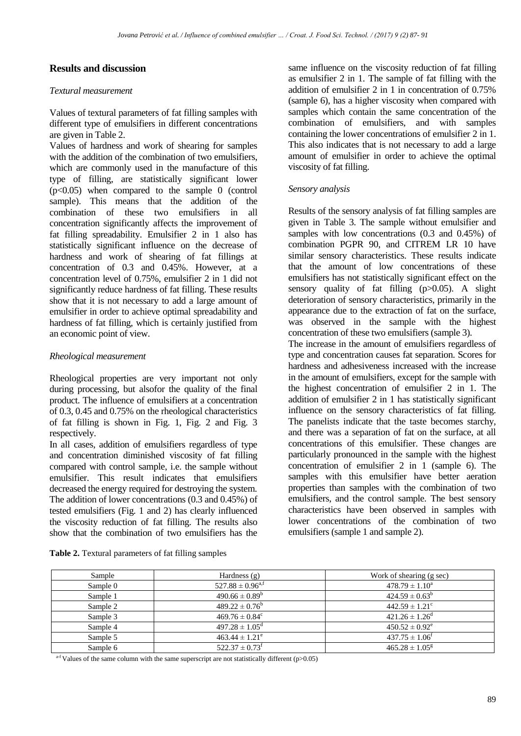## Results and discussion

### *Textural measurement*

Values of textural parameters of fat filling samples with different type of emulsifiers in different concentrations are given in Table 2.

Values of hardness and work of shearing for samples with the addition of the combination of two emulsifiers, which are commonly used in the manufacture of this type of filling, are statistically significant lower ($p<0.05$) when compared to the sample 0 (control sample). This means that the addition of the combination of these two emulsifiers in all concentration significantly affects the improvement of fat filling spreadability. Emulsifier 2 in 1 also has statistically significant influence on the decrease of hardness and work of shearing of fat fillings at concentration of 0.3 and 0.45%. However, at a concentration level of 0.75%, emulsifier 2 in 1 did not significantly reduce hardness of fat filling. These results show that it is not necessary to add a large amount of emulsifier in order to achieve optimal spreadability and hardness of fat filling, which is certainly justified from an economic point of view.

### *Rheological measurement*

Rheological properties are very important not only during processing, but alsofor the quality of the final product. The influence of emulsifiers at a concentration of 0.3, 0.45 and 0.75% on the rheological characteristics of fat filling is shown in Fig. 1, Fig. 2 and Fig. 3 respectively.

In all cases, addition of emulsifiers regardless of type and concentration diminished viscosity of fat filling compared with control sample, i.e. the sample without emulsifier. This result indicates that emulsifiers decreased the energy required for destroying the system. The addition of lower concentrations (0.3 and 0.45%) of tested emulsifiers (Fig. 1 and 2) has clearly influenced the viscosity reduction of fat filling. The results also show that the combination of two emulsifiers has the same influence on the viscosity reduction of fat filling as emulsifier 2 in 1. The sample of fat filling with the addition of emulsifier 2 in 1 in concentration of 0.75% (sample 6), has a higher viscosity when compared with samples which contain the same concentration of the combination of emulsifiers, and with samples containing the lower concentrations of emulsifier 2 in 1. This also indicates that is not necessary to add a large amount of emulsifier in order to achieve the optimal viscosity of fat filling.

### *Sensory analysis*

Results of the sensory analysis of fat filling samples are given in Table 3. The sample without emulsifier and samples with low concentrations (0.3 and 0.45%) of combination PGPR 90, and CITREM LR 10 have similar sensory characteristics. These results indicate that the amount of low concentrations of these emulsifiers has not statistically significant effect on the sensory quality of fat filling ($p>0.05$). A slight deterioration of sensory characteristics, primarily in the appearance due to the extraction of fat on the surface, was observed in the sample with the highest concentration of these two emulsifiers (sample 3).

The increase in the amount of emulsifiers regardless of type and concentration causes fat separation. Scores for hardness and adhesiveness increased with the increase in the amount of emulsifiers, except for the sample with the highest concentration of emulsifier 2 in 1. The addition of emulsifier 2 in 1 has statistically significant influence on the sensory characteristics of fat filling. The panelists indicate that the taste becomes starchy, and there was a separation of fat on the surface, at all concentrations of this emulsifier. These changes are particularly pronounced in the sample with the highest concentration of emulsifier 2 in 1 (sample 6). The samples with this emulsifier have better aeration properties than samples with the combination of two emulsifiers, and the control sample. The best sensory characteristics have been observed in samples with lower concentrations of the combination of two emulsifiers (sample 1 and sample 2).

**Table 2.** Textural parameters of fat filling samples

| Sample | Hardness (g) | Work of shearing (g sec) |
|---|---|---|
| Sample 0 | $527.88 \pm 0.96^{a,f}$ | $478.79 \pm 1.10^{a}$ |
| Sample 1 | $490.66 \pm 0.89^{b}$ | $424.59 \pm 0.63^{b}$ |
| Sample 2 | $489.22 \pm 0.76^{b}$ | $442.59 \pm 1.21^{c}$ |
| Sample 3 | $469.76 \pm 0.84^{c}$ | $421.26 \pm 1.26^{d}$ |
| Sample 4 | $497.28 \pm 1.05^{d}$ | $450.52 \pm 0.92^{e}$ |
| Sample 5 | $463.44 \pm 1.21^{e}$ | $437.75 \pm 1.06^{f}$ |
| Sample 6 | $522.37 \pm 0.73^{f}$ | $465.28 \pm 1.05^{g}$ |

[a-f] Values of the same column with the same superscript are not statistically different ($p>0.05$)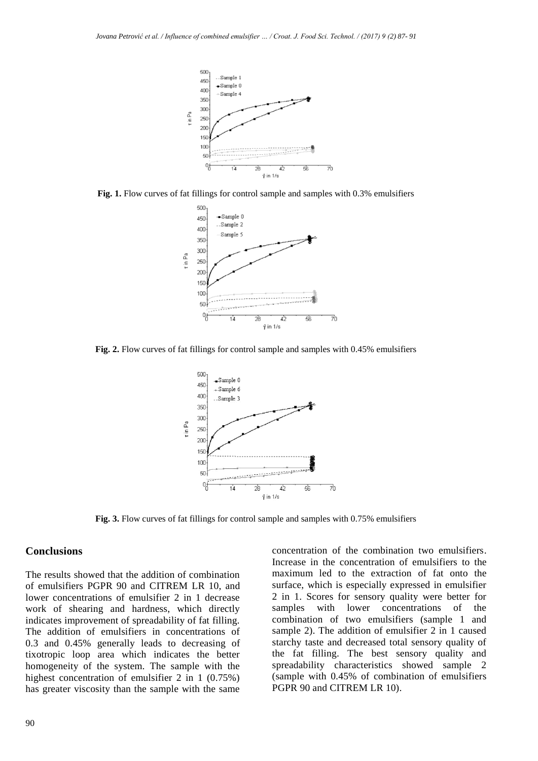500
450
400
350
300
250
200
150
100
50
0
τ in Pa
0
14
28
42
56
70
γ̇ in 1/s
Sample 1
Sample 0
Sample 4

**Fig. 1.** Flow curves of fat fillings for control sample and samples with 0.3% emulsifiers

500
450
400
350
300
250
200
150
100
50
0
τ in Pa
0
14
28
42
56
70
γ̇ in 1/s
Sample 0
Sample 2
Sample 5

**Fig. 2.** Flow curves of fat fillings for control sample and samples with 0.45% emulsifiers

500
450
400
350
300
250
200
150
100
50
0
τ in Pa
0
14
28
42
56
70
γ̇ in 1/s
Sample 0
Sample 6
Sample 3

**Fig. 3.** Flow curves of fat fillings for control sample and samples with 0.75% emulsifiers

## Conclusions

The results showed that the addition of combination of emulsifiers PGPR 90 and CITREM LR 10, and lower concentrations of emulsifier 2 in 1 decrease work of shearing and hardness, which directly indicates improvement of spreadability of fat filling. The addition of emulsifiers in concentrations of 0.3 and 0.45% generally leads to decreasing of tixotropic loop area which indicates the better homogeneity of the system. The sample with the highest concentration of emulsifier 2 in 1 (0.75%) has greater viscosity than the sample with the same concentration of the combination two emulsifiers. Increase in the concentration of emulsifiers to the maximum led to the extraction of fat onto the surface, which is especially expressed in emulsifier 2 in 1. Scores for sensory quality were better for samples with lower concentrations of the combination of two emulsifiers (sample 1 and sample 2). The addition of emulsifier 2 in 1 caused starchy taste and decreased total sensory quality of the fat filling. The best sensory quality and spreadability characteristics showed sample 2 (sample with 0.45% of combination of emulsifiers PGPR 90 and CITREM LR 10).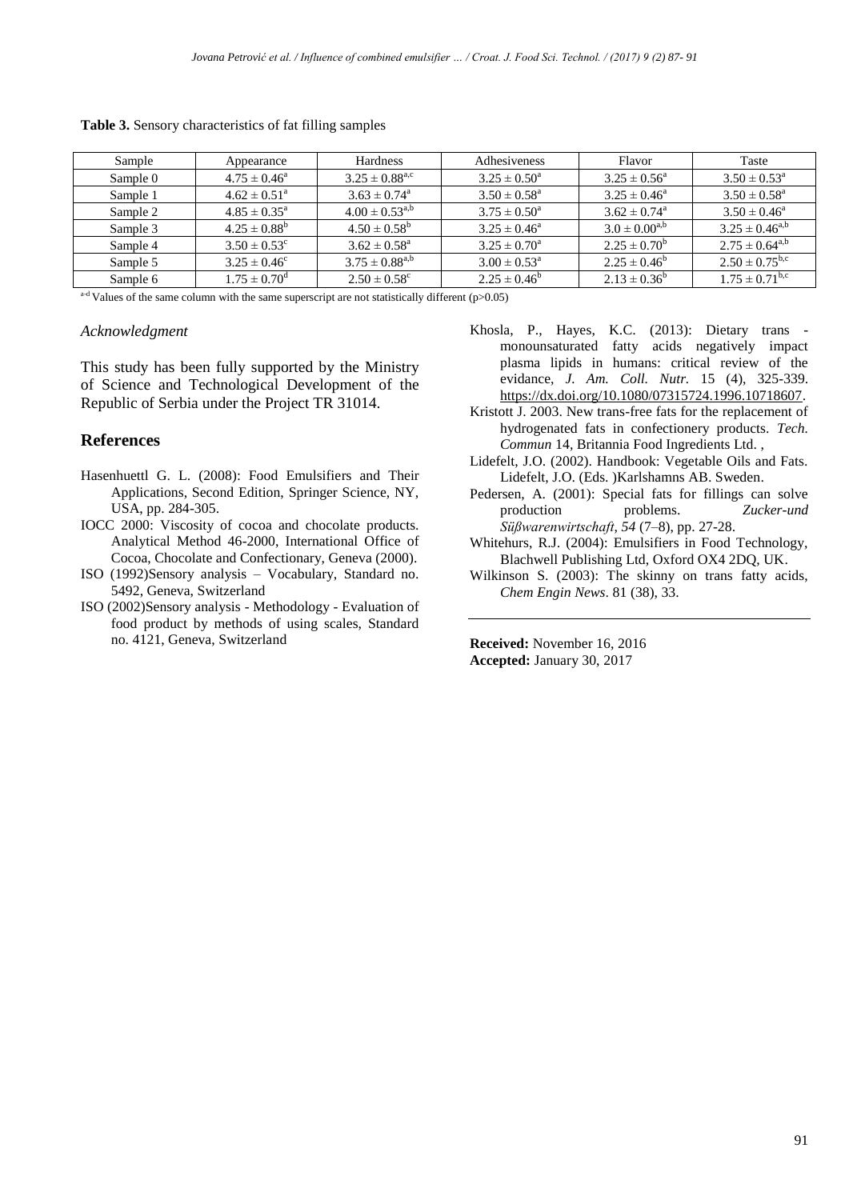**Table 3.** Sensory characteristics of fat filling samples

| Sample | Appearance | Hardness | Adhesiveness | Flavor | Taste |
|---|---|---|---|---|---|
| Sample 0 | $4.75 \pm 0.46^{a}$ | $3.25 \pm 0.88^{a,c}$ | $3.25 \pm 0.50^{a}$ | $3.25 \pm 0.56^{a}$ | $3.50 \pm 0.53^{a}$ |
| Sample 1 | $4.62 \pm 0.51^{a}$ | $3.63 \pm 0.74^{a}$ | $3.50 \pm 0.58^{a}$ | $3.25 \pm 0.46^{a}$ | $3.50 \pm 0.58^{a}$ |
| Sample 2 | $4.85 \pm 0.35^{a}$ | $4.00 \pm 0.53^{a,b}$ | $3.75 \pm 0.50^{a}$ | $3.62 \pm 0.74^{a}$ | $3.50 \pm 0.46^{a}$ |
| Sample 3 | $4.25 \pm 0.88^{b}$ | $4.50 \pm 0.58^{b}$ | $3.25 \pm 0.46^{a}$ | $3.0 \pm 0.00^{a,b}$ | $3.25 \pm 0.46^{a,b}$ |
| Sample 4 | $3.50 \pm 0.53^{c}$ | $3.62 \pm 0.58^{a}$ | $3.25 \pm 0.70^{a}$ | $2.25 \pm 0.70^{b}$ | $2.75 \pm 0.64^{a,b}$ |
| Sample 5 | $3.25 \pm 0.46^{c}$ | $3.75 \pm 0.88^{a,b}$ | $3.00 \pm 0.53^{a}$ | $2.25 \pm 0.46^{b}$ | $2.50 \pm 0.75^{b,c}$ |
| Sample 6 | $1.75 \pm 0.70^{d}$ | $2.50 \pm 0.58^{c}$ | $2.25 \pm 0.46^{b}$ | $2.13 \pm 0.36^{b}$ | $1.75 \pm 0.71^{b,c}$ |

[a-d] Values of the same column with the same superscript are not statistically different ($p>0.05$)

*Acknowledgment*

This study has been fully supported by the Ministry of Science and Technological Development of the Republic of Serbia under the Project TR 31014.

## References

Hasenhuettl G. L. (2008): Food Emulsifiers and Their Applications, Second Edition, Springer Science, NY, USA, pp. 284-305.

IOCC 2000: Viscosity of cocoa and chocolate products. Analytical Method 46-2000, International Office of Cocoa, Chocolate and Confectionary, Geneva (2000).

ISO (1992)Sensory analysis – Vocabulary, Standard no. 5492, Geneva, Switzerland

ISO (2002)Sensory analysis - Methodology - Evaluation of food product by methods of using scales, Standard no. 4121, Geneva, Switzerland

Khosla, P., Hayes, K.C. (2013): Dietary trans - monounsaturated fatty acids negatively impact plasma lipids in humans: critical review of the evidance, *J. Am. Coll. Nutr.* 15 (4), 325-339. https://dx.doi.org/10.1080/07315724.1996.10718607.

Kristott J. 2003. New trans-free fats for the replacement of hydrogenated fats in confectionery products. *Tech. Commun* 14, Britannia Food Ingredients Ltd. ,

Lidefelt, J.O. (2002). Handbook: Vegetable Oils and Fats. Lidefelt, J.O. (Eds. )Karlshamns AB. Sweden.

Pedersen, A. (2001): Special fats for fillings can solve production problems. *Zucker-und Süßwarenwirtschaft, 54* (7–8), pp. 27-28.

Whitehurs, R.J. (2004): Emulsifiers in Food Technology, Blachwell Publishing Ltd, Oxford OX4 2DQ, UK.

Wilkinson S. (2003): The skinny on trans fatty acids, *Chem Engin News*. 81 (38), 33.

**Received:** November 16, 2016
**Accepted:** January 30, 2017